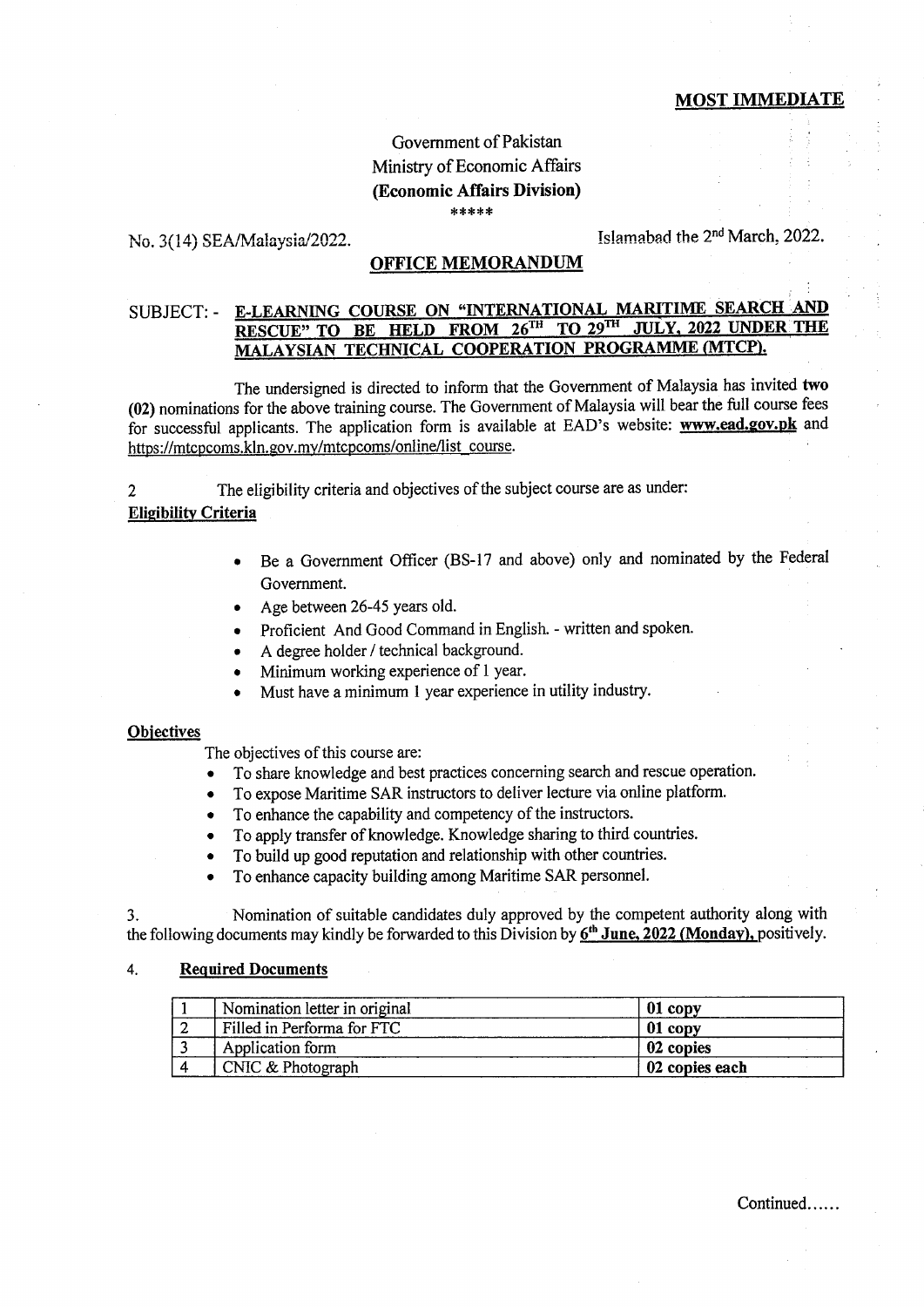**MOST IMMEDIATE**

Government of Pakistan
Ministry of Economic Affairs
**(Economic Affairs Division)**
*****

No. 3(14) SEA/Malaysia/2022. Islamabad the 2nd March, 2022.

## OFFICE MEMORANDUM

SUBJECT: - **E-LEARNING COURSE ON "INTERNATIONAL MARITIME SEARCH AND RESCUE" TO BE HELD FROM 26TH TO 29TH JULY, 2022 UNDER THE MALAYSIAN TECHNICAL COOPERATION PROGRAMME (MTCP).**

The undersigned is directed to inform that the Government of Malaysia has invited **two (02)** nominations for the above training course. The Government of Malaysia will bear the full course fees for successful applicants. The application form is available at EAD's website: **www.ead.gov.pk** and https://mtcpcoms.kln.gov.my/mtcpcoms/online/list_course.

2 The eligibility criteria and objectives of the subject course are as under:

**Eligibility Criteria**

- Be a Government Officer (BS-17 and above) only and nominated by the Federal Government.
- Age between 26-45 years old.
- Proficient And Good Command in English. - written and spoken.
- A degree holder / technical background.
- Minimum working experience of 1 year.
- Must have a minimum 1 year experience in utility industry.

**Objectives**

The objectives of this course are:

- To share knowledge and best practices concerning search and rescue operation.
- To expose Maritime SAR instructors to deliver lecture via online platform.
- To enhance the capability and competency of the instructors.
- To apply transfer of knowledge. Knowledge sharing to third countries.
- To build up good reputation and relationship with other countries.
- To enhance capacity building among Maritime SAR personnel.

3. Nomination of suitable candidates duly approved by the competent authority along with the following documents may kindly be forwarded to this Division by **6th June, 2022 (Monday),** positively.

4. **Required Documents**

| | | |
|---|---|---|
| 1 | Nomination letter in original | **01 copy** |
| 2 | Filled in Performa for FTC | **01 copy** |
| 3 | Application form | **02 copies** |
| 4 | CNIC & Photograph | **02 copies each** |

Continued......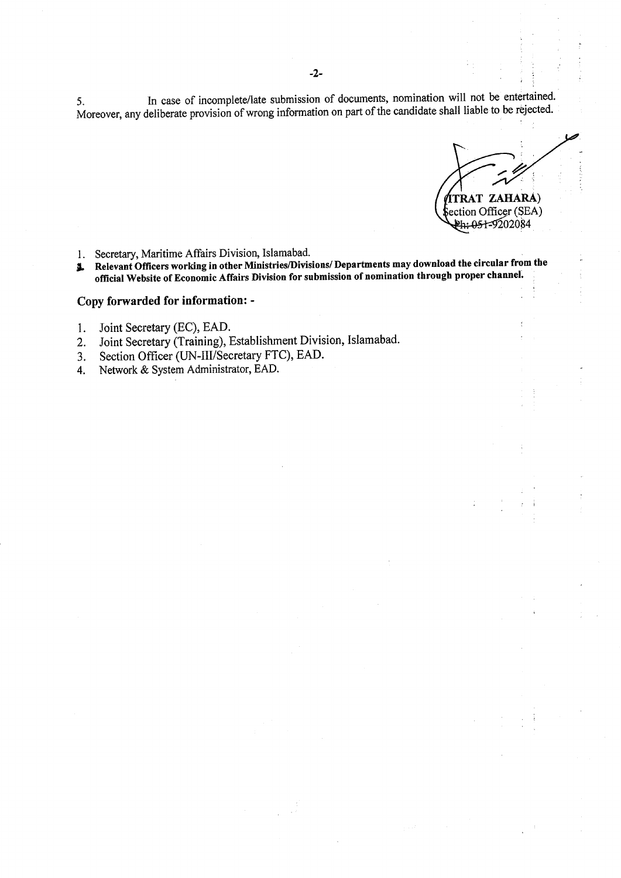5. In case of incomplete/late submission of documents, nomination will not be entertained. Moreover, any deliberate provision of wrong information on part of the candidate shall liable to be rejected.

(ITRAT ZAHARA)
Section Officer (SEA)
Ph: 051-9202084

1. Secretary, Maritime Affairs Division, Islamabad.
2. **Relevant Officers working in other Ministries/Divisions/ Departments may download the circular from the official Website of Economic Affairs Division for submission of nomination through proper channel.**

**Copy forwarded for information: -**

1. Joint Secretary (EC), EAD.
2. Joint Secretary (Training), Establishment Division, Islamabad.
3. Section Officer (UN-III/Secretary FTC), EAD.
4. Network & System Administrator, EAD.